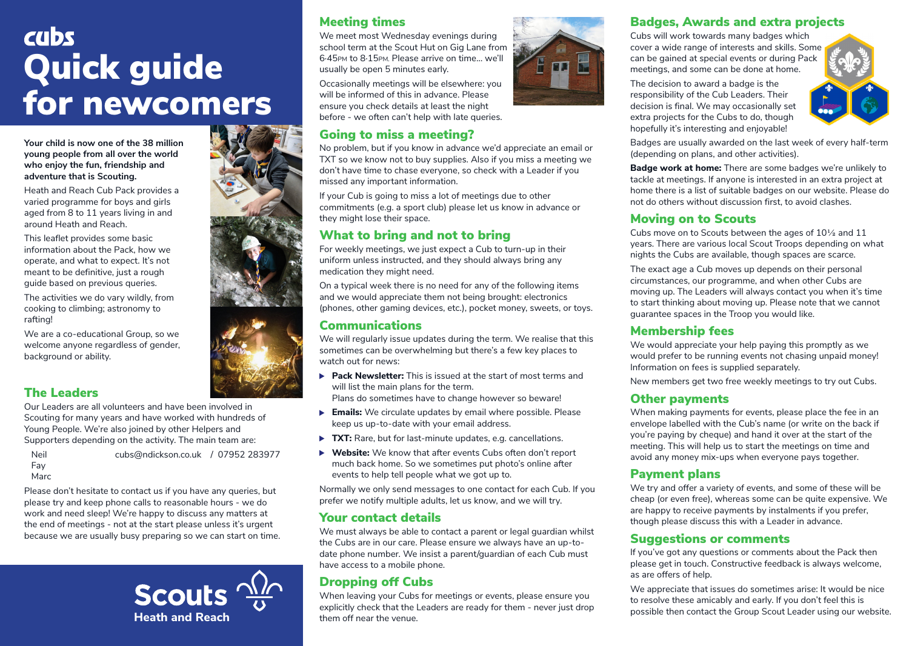# cubs
# Quick guide for newcomers

**Your child is now one of the 38 million young people from all over the world who enjoy the fun, friendship and adventure that is Scouting.**

Heath and Reach Cub Pack provides a varied programme for boys and girls aged from 8 to 11 years living in and around Heath and Reach.

This leaflet provides some basic information about the Pack, how we operate, and what to expect. It's not meant to be definitive, just a rough guide based on previous queries.

The activities we do vary wildly, from cooking to climbing; astronomy to rafting!

We are a co-educational Group, so we welcome anyone regardless of gender, background or ability.

## The Leaders

Our Leaders are all volunteers and have been involved in Scouting for many years and have worked with hundreds of Young People. We're also joined by other Helpers and Supporters depending on the activity. The main team are:

Neil — cubs@ndickson.co.uk / 07952 283977
Fay
Marc

Please don't hesitate to contact us if you have any queries, but please try and keep phone calls to reasonable hours - we do work and need sleep! We're happy to discuss any matters at the end of meetings - not at the start please unless it's urgent because we are usually busy preparing so we can start on time.

Scouts
Heath and Reach

## Meeting times

We meet most Wednesday evenings during school term at the Scout Hut on Gig Lane from 6·45PM to 8·15PM. Please arrive on time... we'll usually be open 5 minutes early.

Occasionally meetings will be elsewhere: you will be informed of this in advance. Please ensure you check details at least the night before - we often can't help with late queries.

## Going to miss a meeting?

No problem, but if you know in advance we'd appreciate an email or TXT so we know not to buy supplies. Also if you miss a meeting we don't have time to chase everyone, so check with a Leader if you missed any important information.

If your Cub is going to miss a lot of meetings due to other commitments (e.g. a sport club) please let us know in advance or they might lose their space.

## What to bring and not to bring

For weekly meetings, we just expect a Cub to turn-up in their uniform unless instructed, and they should always bring any medication they might need.

On a typical week there is no need for any of the following items and we would appreciate them not being brought: electronics (phones, other gaming devices, etc.), pocket money, sweets, or toys.

## Communications

We will regularly issue updates during the term. We realise that this sometimes can be overwhelming but there's a few key places to watch out for news:

- **Pack Newsletter:** This is issued at the start of most terms and will list the main plans for the term.
  Plans do sometimes have to change however so beware!
- **Emails:** We circulate updates by email where possible. Please keep us up-to-date with your email address.
- **TXT:** Rare, but for last-minute updates, e.g. cancellations.
- **Website:** We know that after events Cubs often don't report much back home. So we sometimes put photo's online after events to help tell people what we got up to.

Normally we only send messages to one contact for each Cub. If you prefer we notify multiple adults, let us know, and we will try.

## Your contact details

We must always be able to contact a parent or legal guardian whilst the Cubs are in our care. Please ensure we always have an up-to-date phone number. We insist a parent/guardian of each Cub must have access to a mobile phone.

## Dropping off Cubs

When leaving your Cubs for meetings or events, please ensure you explicitly check that the Leaders are ready for them - never just drop them off near the venue.

## Badges, Awards and extra projects

Cubs will work towards many badges which cover a wide range of interests and skills. Some can be gained at special events or during Pack meetings, and some can be done at home.

The decision to award a badge is the responsibility of the Cub Leaders. Their decision is final. We may occasionally set extra projects for the Cubs to do, though hopefully it's interesting and enjoyable!

Badges are usually awarded on the last week of every half-term (depending on plans, and other activities).

**Badge work at home:** There are some badges we're unlikely to tackle at meetings. If anyone is interested in an extra project at home there is a list of suitable badges on our website. Please do not do others without discussion first, to avoid clashes.

## Moving on to Scouts

Cubs move on to Scouts between the ages of 10½ and 11 years. There are various local Scout Troops depending on what nights the Cubs are available, though spaces are scarce.

The exact age a Cub moves up depends on their personal circumstances, our programme, and when other Cubs are moving up. The Leaders will always contact you when it's time to start thinking about moving up. Please note that we cannot guarantee spaces in the Troop you would like.

## Membership fees

We would appreciate your help paying this promptly as we would prefer to be running events not chasing unpaid money! Information on fees is supplied separately.

New members get two free weekly meetings to try out Cubs.

## Other payments

When making payments for events, please place the fee in an envelope labelled with the Cub's name (or write on the back if you're paying by cheque) and hand it over at the start of the meeting. This will help us to start the meetings on time and avoid any money mix-ups when everyone pays together.

## Payment plans

We try and offer a variety of events, and some of these will be cheap (or even free), whereas some can be quite expensive. We are happy to receive payments by instalments if you prefer, though please discuss this with a Leader in advance.

## Suggestions or comments

If you've got any questions or comments about the Pack then please get in touch. Constructive feedback is always welcome, as are offers of help.

We appreciate that issues do sometimes arise: It would be nice to resolve these amicably and early. If you don't feel this is possible then contact the Group Scout Leader using our website.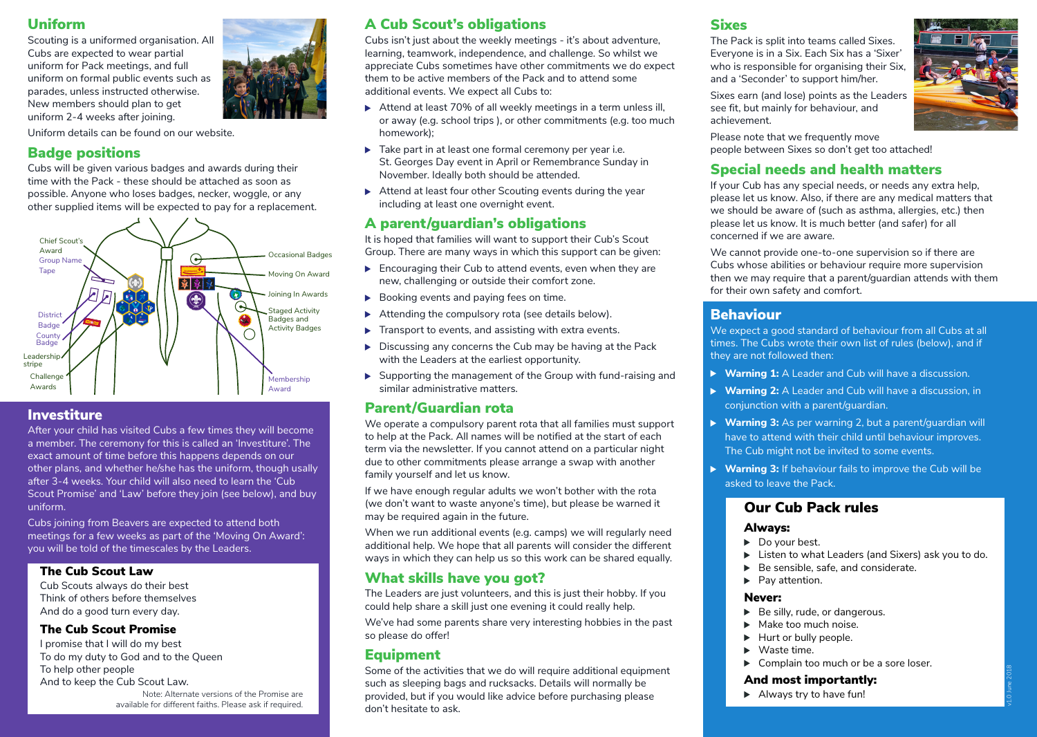## Uniform

Scouting is a uniformed organisation. All Cubs are expected to wear partial uniform for Pack meetings, and full uniform on formal public events such as parades, unless instructed otherwise. New members should plan to get uniform 2-4 weeks after joining.

Uniform details can be found on our website.

## Badge positions

Cubs will be given various badges and awards during their time with the Pack - these should be attached as soon as possible. Anyone who loses badges, necker, woggle, or any other supplied items will be expected to pay for a replacement.

Chief Scout's Award
Group Name Tape
District Badge
County Badge
Leadership stripe
Challenge Awards
Occasional Badges
Moving On Award
Joining In Awards
Staged Activity Badges and Activity Badges
Membership Award

## Investiture

After your child has visited Cubs a few times they will become a member. The ceremony for this is called an 'Investiture'. The exact amount of time before this happens depends on our other plans, and whether he/she has the uniform, though usally after 3-4 weeks. Your child will also need to learn the 'Cub Scout Promise' and 'Law' before they join (see below), and buy uniform.

Cubs joining from Beavers are expected to attend both meetings for a few weeks as part of the 'Moving On Award': you will be told of the timescales by the Leaders.

### The Cub Scout Law

Cub Scouts always do their best
Think of others before themselves
And do a good turn every day.

### The Cub Scout Promise

I promise that I will do my best
To do my duty to God and to the Queen
To help other people
And to keep the Cub Scout Law.

Note: Alternate versions of the Promise are available for different faiths. Please ask if required.

## A Cub Scout's obligations

Cubs isn't just about the weekly meetings - it's about adventure, learning, teamwork, independence, and challenge. So whilst we appreciate Cubs sometimes have other commitments we do expect them to be active members of the Pack and to attend some additional events. We expect all Cubs to:

- Attend at least 70% of all weekly meetings in a term unless ill, or away (e.g. school trips ), or other commitments (e.g. too much homework);
- Take part in at least one formal ceremony per year i.e. St. Georges Day event in April or Remembrance Sunday in November. Ideally both should be attended.
- Attend at least four other Scouting events during the year including at least one overnight event.

## A parent/guardian's obligations

It is hoped that families will want to support their Cub's Scout Group. There are many ways in which this support can be given:

- Encouraging their Cub to attend events, even when they are new, challenging or outside their comfort zone.
- Booking events and paying fees on time.
- Attending the compulsory rota (see details below).
- Transport to events, and assisting with extra events.
- Discussing any concerns the Cub may be having at the Pack with the Leaders at the earliest opportunity.
- Supporting the management of the Group with fund-raising and similar administrative matters.

## Parent/Guardian rota

We operate a compulsory parent rota that all families must support to help at the Pack. All names will be notified at the start of each term via the newsletter. If you cannot attend on a particular night due to other commitments please arrange a swap with another family yourself and let us know.

If we have enough regular adults we won't bother with the rota (we don't want to waste anyone's time), but please be warned it may be required again in the future.

When we run additional events (e.g. camps) we will regularly need additional help. We hope that all parents will consider the different ways in which they can help us so this work can be shared equally.

## What skills have you got?

The Leaders are just volunteers, and this is just their hobby. If you could help share a skill just one evening it could really help.

We've had some parents share very interesting hobbies in the past so please do offer!

## Equipment

Some of the activities that we do will require additional equipment such as sleeping bags and rucksacks. Details will normally be provided, but if you would like advice before purchasing please don't hesitate to ask.

## Sixes

The Pack is split into teams called Sixes. Everyone is in a Six. Each Six has a 'Sixer' who is responsible for organising their Six, and a 'Seconder' to support him/her.

Sixes earn (and lose) points as the Leaders see fit, but mainly for behaviour, and achievement.

Please note that we frequently move people between Sixes so don't get too attached!

## Special needs and health matters

If your Cub has any special needs, or needs any extra help, please let us know. Also, if there are any medical matters that we should be aware of (such as asthma, allergies, etc.) then please let us know. It is much better (and safer) for all concerned if we are aware.

We cannot provide one-to-one supervision so if there are Cubs whose abilities or behaviour require more supervision then we may require that a parent/guardian attends with them for their own safety and comfort.

## Behaviour

We expect a good standard of behaviour from all Cubs at all times. The Cubs wrote their own list of rules (below), and if they are not followed then:

- **Warning 1:** A Leader and Cub will have a discussion.
- **Warning 2:** A Leader and Cub will have a discussion, in conjunction with a parent/guardian.
- **Warning 3:** As per warning 2, but a parent/guardian will have to attend with their child until behaviour improves. The Cub might not be invited to some events.
- **Warning 3:** If behaviour fails to improve the Cub will be asked to leave the Pack.

### Our Cub Pack rules

#### Always:

- Do your best.
- Listen to what Leaders (and Sixers) ask you to do.
- Be sensible, safe, and considerate.
- Pay attention.

#### Never:

- Be silly, rude, or dangerous.
- Make too much noise.
- Hurt or bully people.
- Waste time.
- Complain too much or be a sore loser.

#### And most importantly:

- Always try to have fun!

v1.0 June 2018